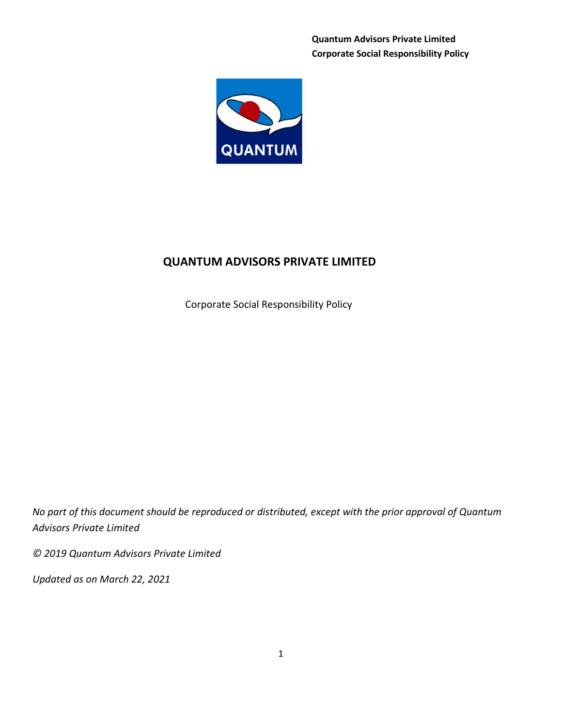**Quantum Advisors Private Limited**
**Corporate Social Responsibility Policy**

# QUANTUM ADVISORS PRIVATE LIMITED

Corporate Social Responsibility Policy

*No part of this document should be reproduced or distributed, except with the prior approval of Quantum Advisors Private Limited*

*© 2019 Quantum Advisors Private Limited*

*Updated as on March 22, 2021*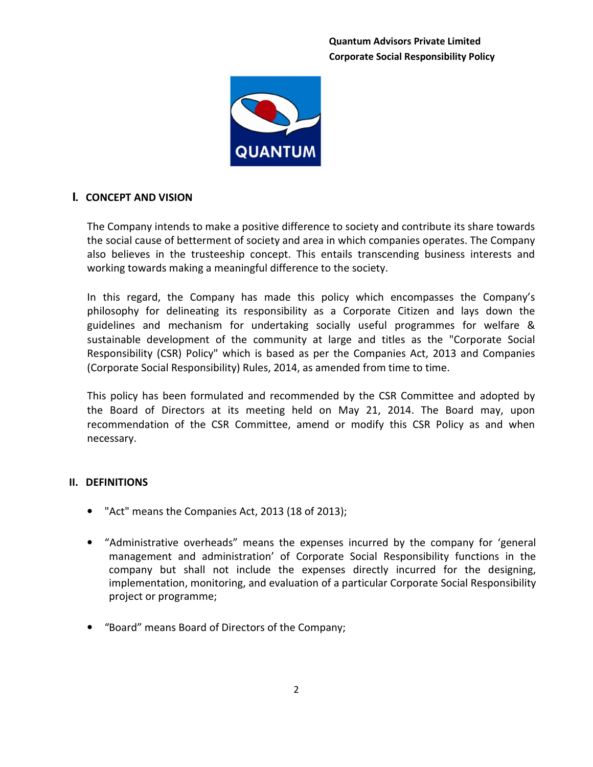**Quantum Advisors Private Limited**
**Corporate Social Responsibility Policy**

## I. CONCEPT AND VISION

The Company intends to make a positive difference to society and contribute its share towards the social cause of betterment of society and area in which companies operates. The Company also believes in the trusteeship concept. This entails transcending business interests and working towards making a meaningful difference to the society.

In this regard, the Company has made this policy which encompasses the Company's philosophy for delineating its responsibility as a Corporate Citizen and lays down the guidelines and mechanism for undertaking socially useful programmes for welfare & sustainable development of the community at large and titles as the "Corporate Social Responsibility (CSR) Policy" which is based as per the Companies Act, 2013 and Companies (Corporate Social Responsibility) Rules, 2014, as amended from time to time.

This policy has been formulated and recommended by the CSR Committee and adopted by the Board of Directors at its meeting held on May 21, 2014. The Board may, upon recommendation of the CSR Committee, amend or modify this CSR Policy as and when necessary.

## II. DEFINITIONS

- "Act" means the Companies Act, 2013 (18 of 2013);
- "Administrative overheads" means the expenses incurred by the company for 'general management and administration' of Corporate Social Responsibility functions in the company but shall not include the expenses directly incurred for the designing, implementation, monitoring, and evaluation of a particular Corporate Social Responsibility project or programme;
- "Board" means Board of Directors of the Company;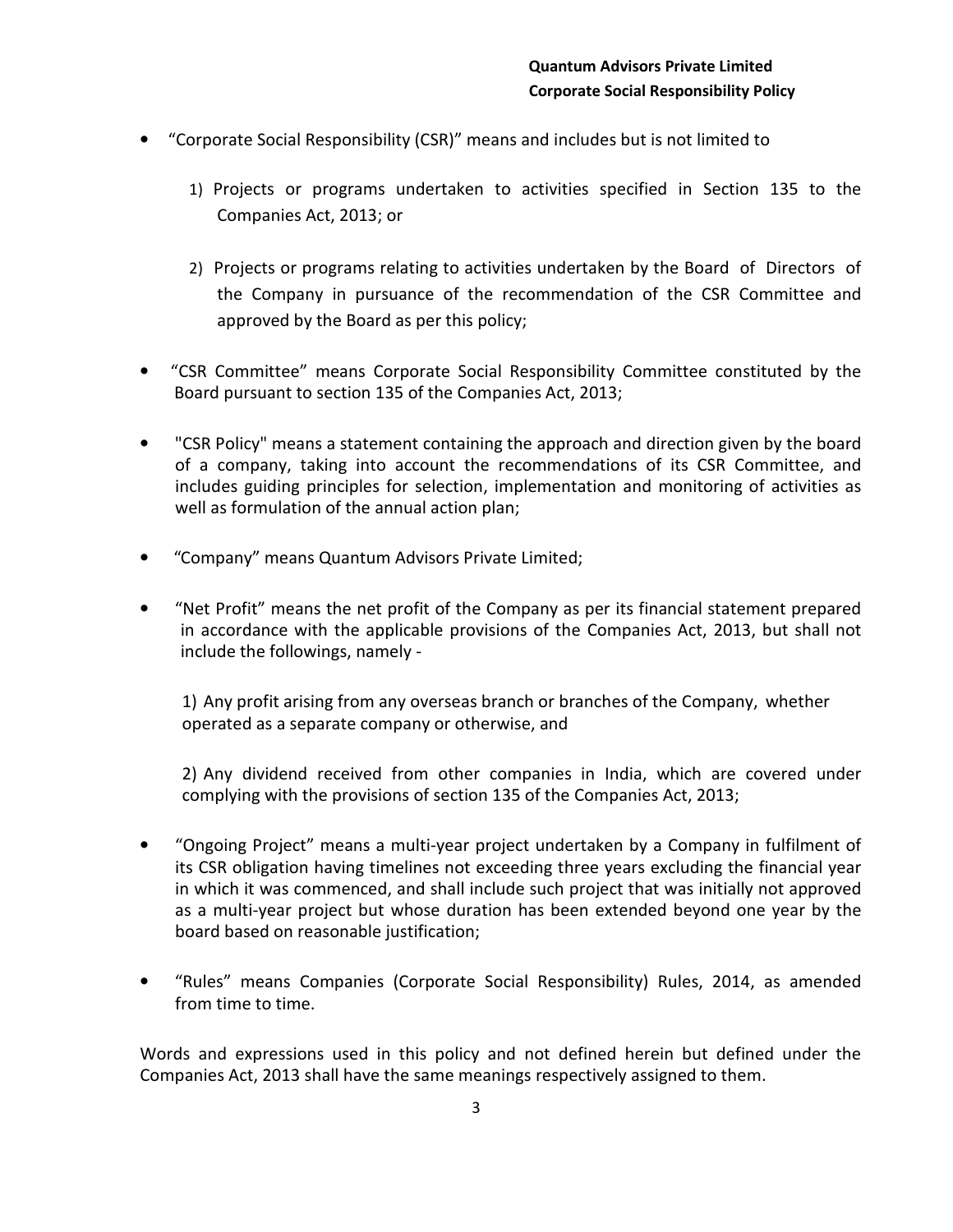- "Corporate Social Responsibility (CSR)" means and includes but is not limited to

  1) Projects or programs undertaken to activities specified in Section 135 to the Companies Act, 2013; or

  2) Projects or programs relating to activities undertaken by the Board of Directors of the Company in pursuance of the recommendation of the CSR Committee and approved by the Board as per this policy;

- "CSR Committee" means Corporate Social Responsibility Committee constituted by the Board pursuant to section 135 of the Companies Act, 2013;

- "CSR Policy" means a statement containing the approach and direction given by the board of a company, taking into account the recommendations of its CSR Committee, and includes guiding principles for selection, implementation and monitoring of activities as well as formulation of the annual action plan;

- "Company" means Quantum Advisors Private Limited;

- "Net Profit" means the net profit of the Company as per its financial statement prepared in accordance with the applicable provisions of the Companies Act, 2013, but shall not include the followings, namely -

  1) Any profit arising from any overseas branch or branches of the Company, whether operated as a separate company or otherwise, and

  2) Any dividend received from other companies in India, which are covered under complying with the provisions of section 135 of the Companies Act, 2013;

- "Ongoing Project" means a multi-year project undertaken by a Company in fulfilment of its CSR obligation having timelines not exceeding three years excluding the financial year in which it was commenced, and shall include such project that was initially not approved as a multi-year project but whose duration has been extended beyond one year by the board based on reasonable justification;

- "Rules" means Companies (Corporate Social Responsibility) Rules, 2014, as amended from time to time.

Words and expressions used in this policy and not defined herein but defined under the Companies Act, 2013 shall have the same meanings respectively assigned to them.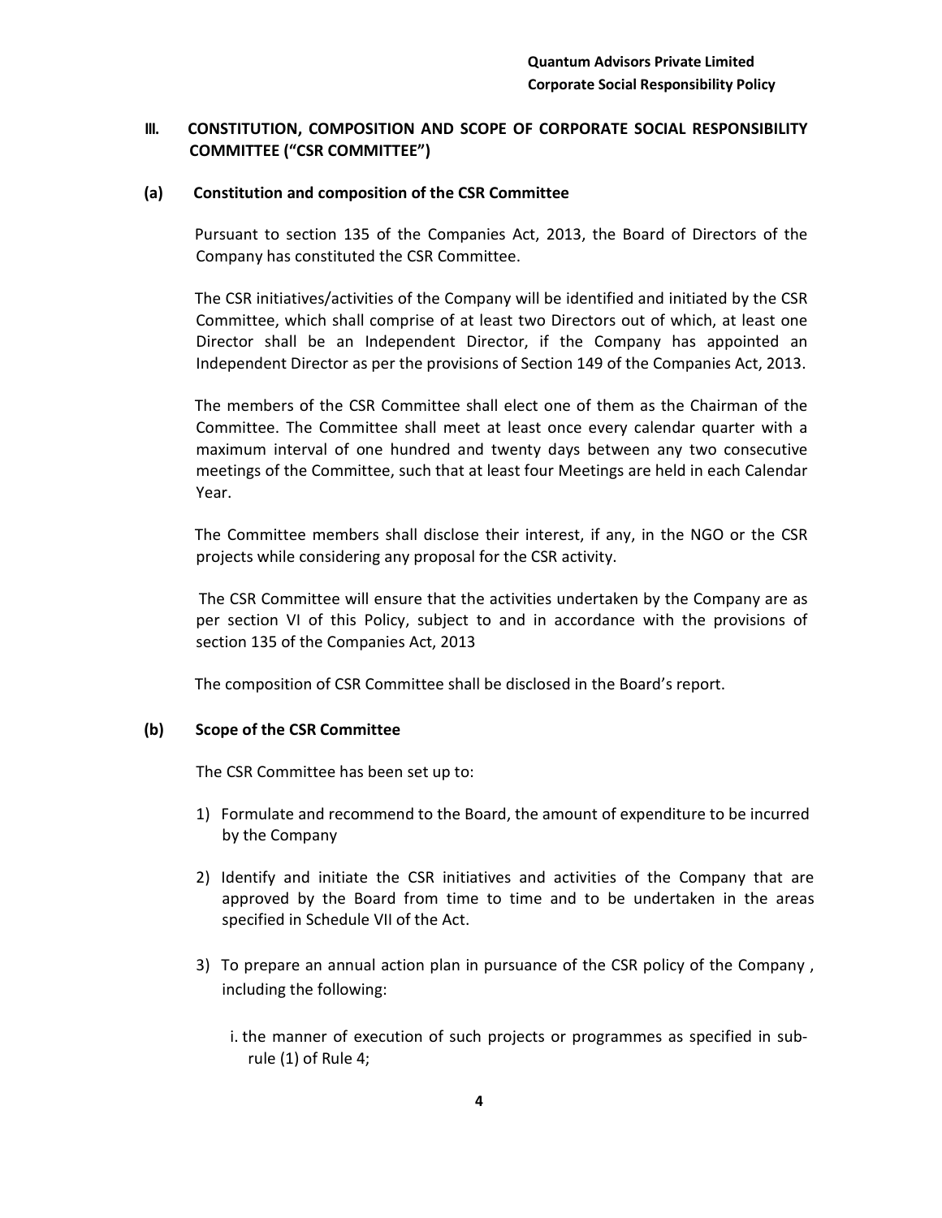## III. CONSTITUTION, COMPOSITION AND SCOPE OF CORPORATE SOCIAL RESPONSIBILITY COMMITTEE ("CSR COMMITTEE")

### (a) Constitution and composition of the CSR Committee

Pursuant to section 135 of the Companies Act, 2013, the Board of Directors of the Company has constituted the CSR Committee.

The CSR initiatives/activities of the Company will be identified and initiated by the CSR Committee, which shall comprise of at least two Directors out of which, at least one Director shall be an Independent Director, if the Company has appointed an Independent Director as per the provisions of Section 149 of the Companies Act, 2013.

The members of the CSR Committee shall elect one of them as the Chairman of the Committee. The Committee shall meet at least once every calendar quarter with a maximum interval of one hundred and twenty days between any two consecutive meetings of the Committee, such that at least four Meetings are held in each Calendar Year.

The Committee members shall disclose their interest, if any, in the NGO or the CSR projects while considering any proposal for the CSR activity.

The CSR Committee will ensure that the activities undertaken by the Company are as per section VI of this Policy, subject to and in accordance with the provisions of section 135 of the Companies Act, 2013

The composition of CSR Committee shall be disclosed in the Board's report.

### (b) Scope of the CSR Committee

The CSR Committee has been set up to:

1) Formulate and recommend to the Board, the amount of expenditure to be incurred by the Company

2) Identify and initiate the CSR initiatives and activities of the Company that are approved by the Board from time to time and to be undertaken in the areas specified in Schedule VII of the Act.

3) To prepare an annual action plan in pursuance of the CSR policy of the Company , including the following:

   i. the manner of execution of such projects or programmes as specified in sub-rule (1) of Rule 4;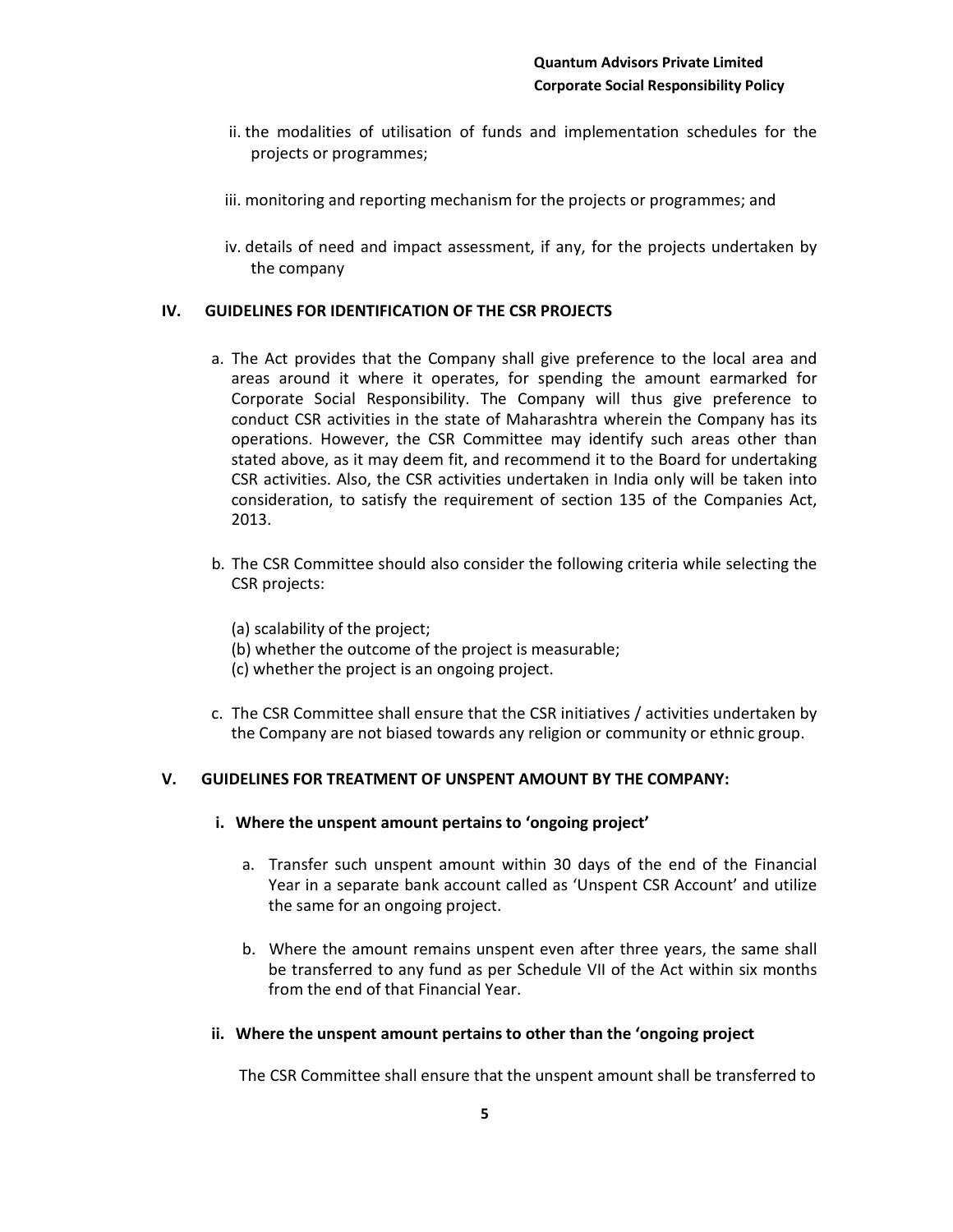ii. the modalities of utilisation of funds and implementation schedules for the projects or programmes;

iii. monitoring and reporting mechanism for the projects or programmes; and

iv. details of need and impact assessment, if any, for the projects undertaken by the company

## IV. GUIDELINES FOR IDENTIFICATION OF THE CSR PROJECTS

a. The Act provides that the Company shall give preference to the local area and areas around it where it operates, for spending the amount earmarked for Corporate Social Responsibility. The Company will thus give preference to conduct CSR activities in the state of Maharashtra wherein the Company has its operations. However, the CSR Committee may identify such areas other than stated above, as it may deem fit, and recommend it to the Board for undertaking CSR activities. Also, the CSR activities undertaken in India only will be taken into consideration, to satisfy the requirement of section 135 of the Companies Act, 2013.

b. The CSR Committee should also consider the following criteria while selecting the CSR projects:

   (a) scalability of the project;
   (b) whether the outcome of the project is measurable;
   (c) whether the project is an ongoing project.

c. The CSR Committee shall ensure that the CSR initiatives / activities undertaken by the Company are not biased towards any religion or community or ethnic group.

## V. GUIDELINES FOR TREATMENT OF UNSPENT AMOUNT BY THE COMPANY:

### i. Where the unspent amount pertains to 'ongoing project'

a. Transfer such unspent amount within 30 days of the end of the Financial Year in a separate bank account called as 'Unspent CSR Account' and utilize the same for an ongoing project.

b. Where the amount remains unspent even after three years, the same shall be transferred to any fund as per Schedule VII of the Act within six months from the end of that Financial Year.

### ii. Where the unspent amount pertains to other than the 'ongoing project

The CSR Committee shall ensure that the unspent amount shall be transferred to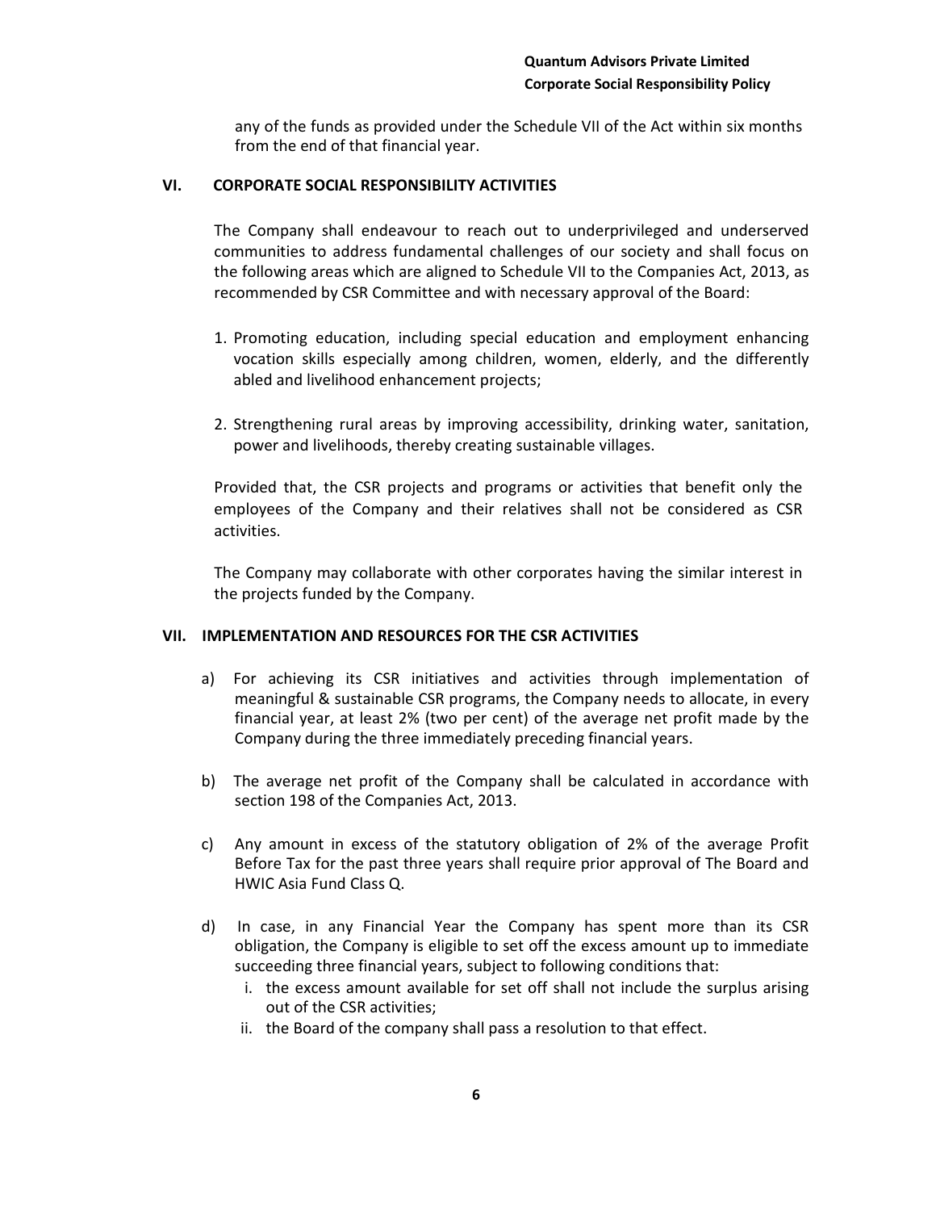any of the funds as provided under the Schedule VII of the Act within six months from the end of that financial year.

## VI. CORPORATE SOCIAL RESPONSIBILITY ACTIVITIES

The Company shall endeavour to reach out to underprivileged and underserved communities to address fundamental challenges of our society and shall focus on the following areas which are aligned to Schedule VII to the Companies Act, 2013, as recommended by CSR Committee and with necessary approval of the Board:

1. Promoting education, including special education and employment enhancing vocation skills especially among children, women, elderly, and the differently abled and livelihood enhancement projects;

2. Strengthening rural areas by improving accessibility, drinking water, sanitation, power and livelihoods, thereby creating sustainable villages.

Provided that, the CSR projects and programs or activities that benefit only the employees of the Company and their relatives shall not be considered as CSR activities.

The Company may collaborate with other corporates having the similar interest in the projects funded by the Company.

## VII. IMPLEMENTATION AND RESOURCES FOR THE CSR ACTIVITIES

a) For achieving its CSR initiatives and activities through implementation of meaningful & sustainable CSR programs, the Company needs to allocate, in every financial year, at least 2% (two per cent) of the average net profit made by the Company during the three immediately preceding financial years.

b) The average net profit of the Company shall be calculated in accordance with section 198 of the Companies Act, 2013.

c) Any amount in excess of the statutory obligation of 2% of the average Profit Before Tax for the past three years shall require prior approval of The Board and HWIC Asia Fund Class Q.

d) In case, in any Financial Year the Company has spent more than its CSR obligation, the Company is eligible to set off the excess amount up to immediate succeeding three financial years, subject to following conditions that:
   i. the excess amount available for set off shall not include the surplus arising out of the CSR activities;
   ii. the Board of the company shall pass a resolution to that effect.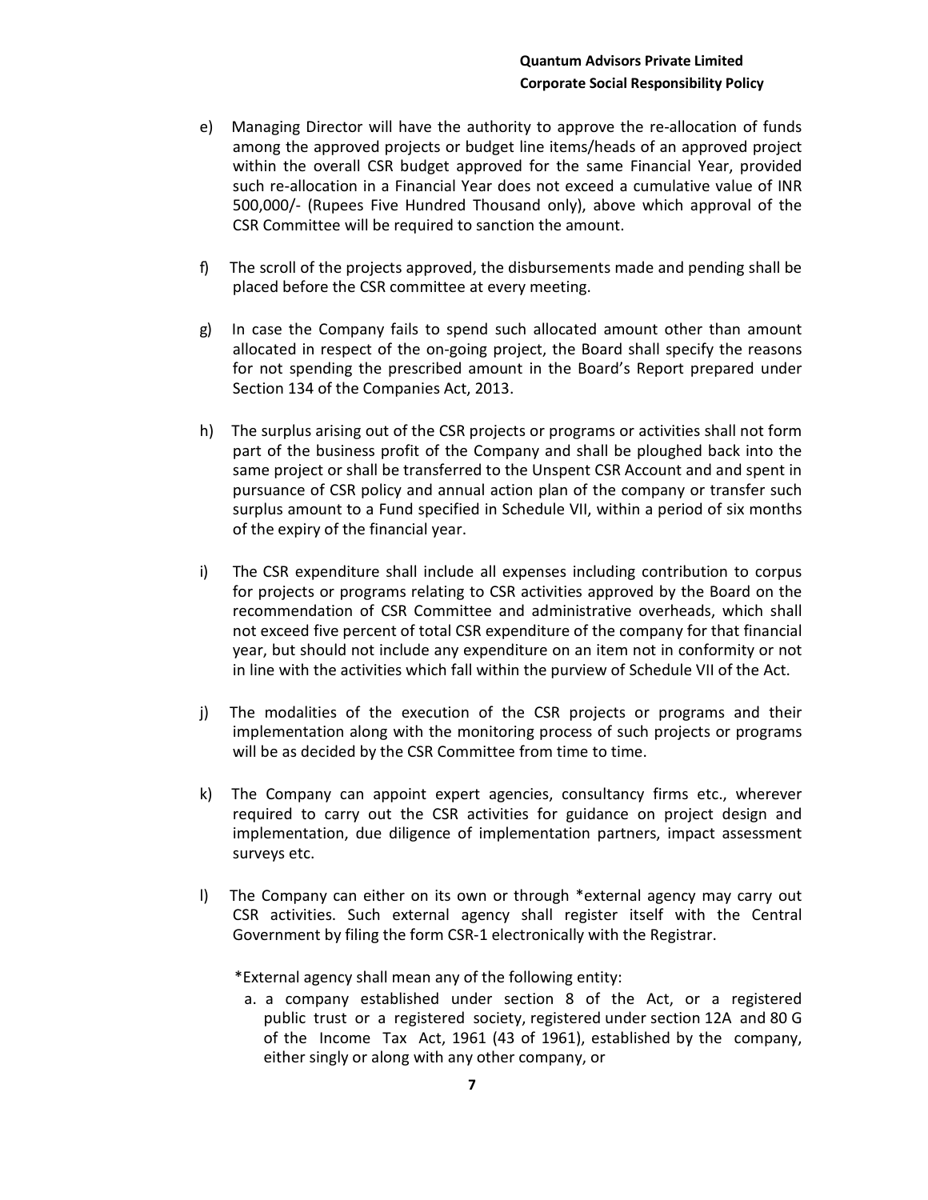e) Managing Director will have the authority to approve the re-allocation of funds among the approved projects or budget line items/heads of an approved project within the overall CSR budget approved for the same Financial Year, provided such re-allocation in a Financial Year does not exceed a cumulative value of INR 500,000/- (Rupees Five Hundred Thousand only), above which approval of the CSR Committee will be required to sanction the amount.

f) The scroll of the projects approved, the disbursements made and pending shall be placed before the CSR committee at every meeting.

g) In case the Company fails to spend such allocated amount other than amount allocated in respect of the on-going project, the Board shall specify the reasons for not spending the prescribed amount in the Board's Report prepared under Section 134 of the Companies Act, 2013.

h) The surplus arising out of the CSR projects or programs or activities shall not form part of the business profit of the Company and shall be ploughed back into the same project or shall be transferred to the Unspent CSR Account and and spent in pursuance of CSR policy and annual action plan of the company or transfer such surplus amount to a Fund specified in Schedule VII, within a period of six months of the expiry of the financial year.

i) The CSR expenditure shall include all expenses including contribution to corpus for projects or programs relating to CSR activities approved by the Board on the recommendation of CSR Committee and administrative overheads, which shall not exceed five percent of total CSR expenditure of the company for that financial year, but should not include any expenditure on an item not in conformity or not in line with the activities which fall within the purview of Schedule VII of the Act.

j) The modalities of the execution of the CSR projects or programs and their implementation along with the monitoring process of such projects or programs will be as decided by the CSR Committee from time to time.

k) The Company can appoint expert agencies, consultancy firms etc., wherever required to carry out the CSR activities for guidance on project design and implementation, due diligence of implementation partners, impact assessment surveys etc.

l) The Company can either on its own or through *external agency may carry out CSR activities. Such external agency shall register itself with the Central Government by filing the form CSR-1 electronically with the Registrar.

   *External agency shall mean any of the following entity:

   a. a company established under section 8 of the Act, or a registered public trust or a registered society, registered under section 12A and 80 G of the Income Tax Act, 1961 (43 of 1961), established by the company, either singly or along with any other company, or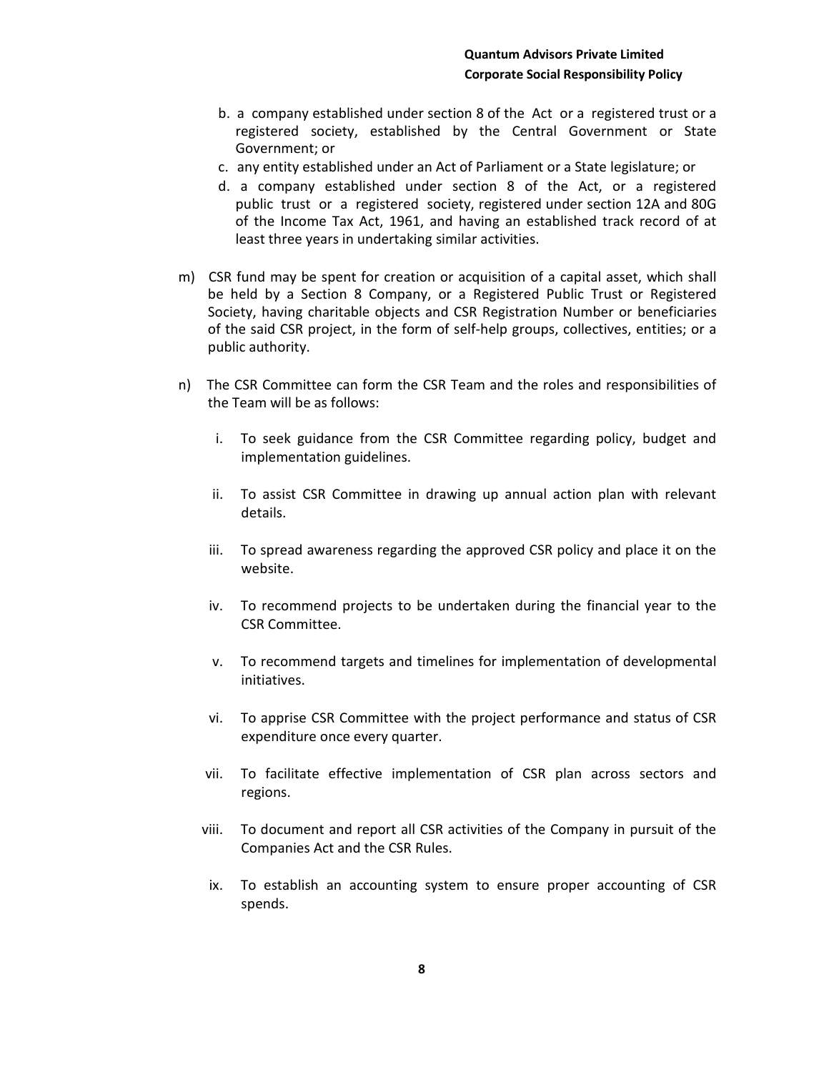b. a company established under section 8 of the Act or a registered trust or a registered society, established by the Central Government or State Government; or

c. any entity established under an Act of Parliament or a State legislature; or

d. a company established under section 8 of the Act, or a registered public trust or a registered society, registered under section 12A and 80G of the Income Tax Act, 1961, and having an established track record of at least three years in undertaking similar activities.

m) CSR fund may be spent for creation or acquisition of a capital asset, which shall be held by a Section 8 Company, or a Registered Public Trust or Registered Society, having charitable objects and CSR Registration Number or beneficiaries of the said CSR project, in the form of self-help groups, collectives, entities; or a public authority.

n) The CSR Committee can form the CSR Team and the roles and responsibilities of the Team will be as follows:

i. To seek guidance from the CSR Committee regarding policy, budget and implementation guidelines.

ii. To assist CSR Committee in drawing up annual action plan with relevant details.

iii. To spread awareness regarding the approved CSR policy and place it on the website.

iv. To recommend projects to be undertaken during the financial year to the CSR Committee.

v. To recommend targets and timelines for implementation of developmental initiatives.

vi. To apprise CSR Committee with the project performance and status of CSR expenditure once every quarter.

vii. To facilitate effective implementation of CSR plan across sectors and regions.

viii. To document and report all CSR activities of the Company in pursuit of the Companies Act and the CSR Rules.

ix. To establish an accounting system to ensure proper accounting of CSR spends.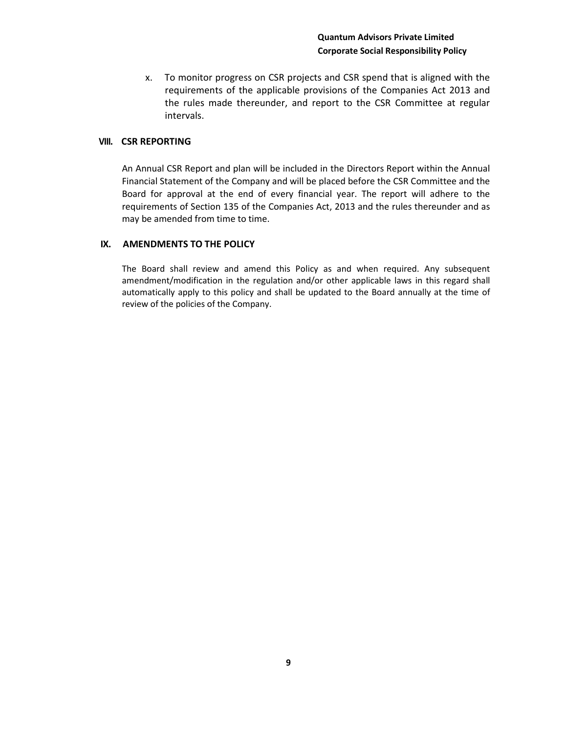x. To monitor progress on CSR projects and CSR spend that is aligned with the requirements of the applicable provisions of the Companies Act 2013 and the rules made thereunder, and report to the CSR Committee at regular intervals.

## VIII. CSR REPORTING

An Annual CSR Report and plan will be included in the Directors Report within the Annual Financial Statement of the Company and will be placed before the CSR Committee and the Board for approval at the end of every financial year. The report will adhere to the requirements of Section 135 of the Companies Act, 2013 and the rules thereunder and as may be amended from time to time.

## IX. AMENDMENTS TO THE POLICY

The Board shall review and amend this Policy as and when required. Any subsequent amendment/modification in the regulation and/or other applicable laws in this regard shall automatically apply to this policy and shall be updated to the Board annually at the time of review of the policies of the Company.